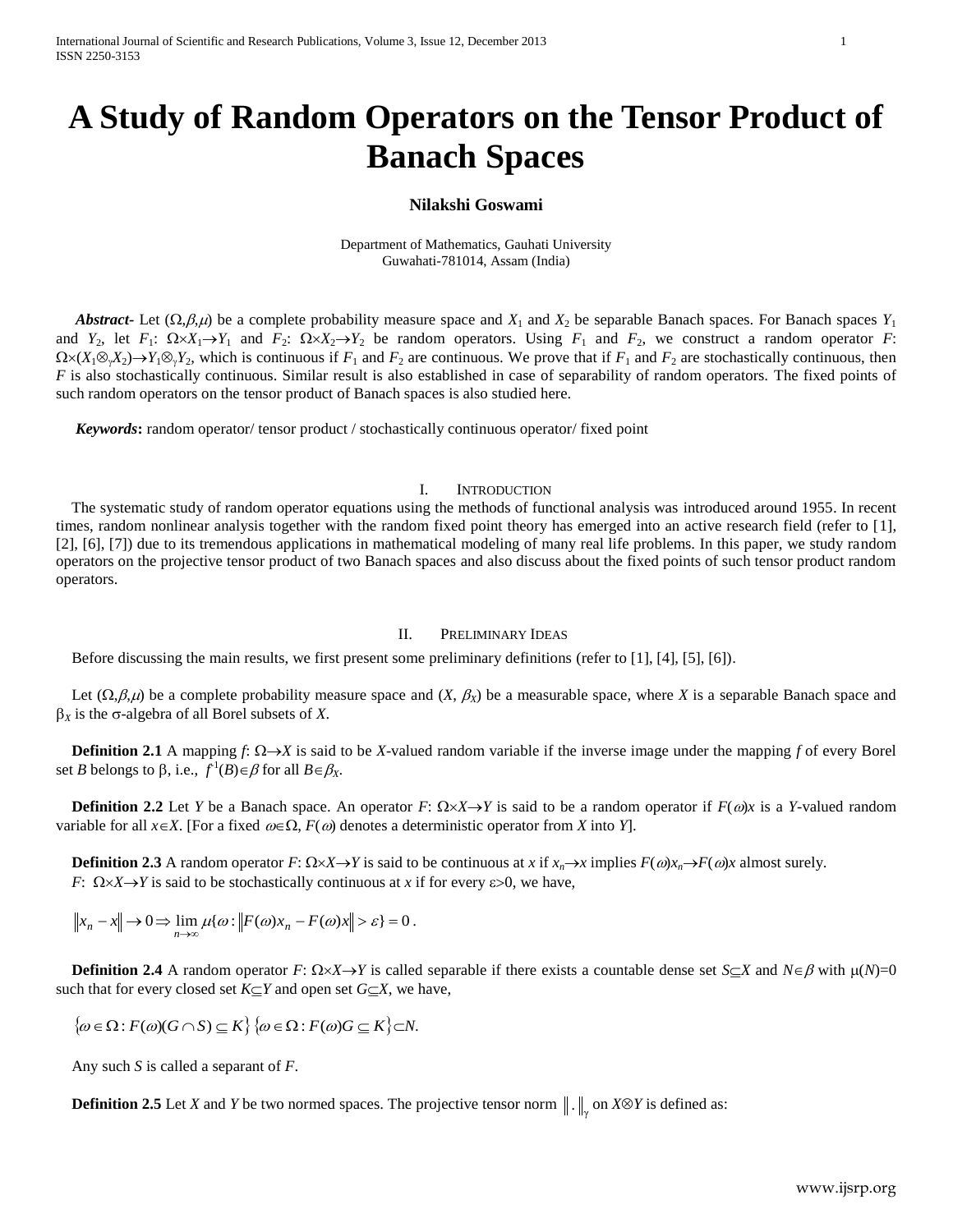# A Study of Random Operators on the Tensor Product of Banach Spaces

**Nilakshi Goswami**

Department of Mathematics, Gauhati University
Guwahati-781014, Assam (India)

***Abstract-*** Let $(\Omega,\beta,\mu)$ be a complete probability measure space and $X_1$ and $X_2$ be separable Banach spaces. For Banach spaces $Y_1$ and $Y_2$, let $F_1$: $\Omega\times X_1\to Y_1$ and $F_2$: $\Omega\times X_2\to Y_2$ be random operators. Using $F_1$ and $F_2$, we construct a random operator $F$: $\Omega\times(X_1\otimes_\gamma X_2)\to Y_1\otimes_\gamma Y_2$, which is continuous if $F_1$ and $F_2$ are continuous. We prove that if $F_1$ and $F_2$ are stochastically continuous, then $F$ is also stochastically continuous. Similar result is also established in case of separability of random operators. The fixed points of such random operators on the tensor product of Banach spaces is also studied here.

***Keywords*:** random operator/ tensor product / stochastically continuous operator/ fixed point

## I. Introduction

The systematic study of random operator equations using the methods of functional analysis was introduced around 1955. In recent times, random nonlinear analysis together with the random fixed point theory has emerged into an active research field (refer to [1], [2], [6], [7]) due to its tremendous applications in mathematical modeling of many real life problems. In this paper, we study random operators on the projective tensor product of two Banach spaces and also discuss about the fixed points of such tensor product random operators.

## II. Preliminary Ideas

Before discussing the main results, we first present some preliminary definitions (refer to [1], [4], [5], [6]).

Let $(\Omega,\beta,\mu)$ be a complete probability measure space and $(X, \beta_X)$ be a measurable space, where $X$ is a separable Banach space and $\beta_X$ is the $\sigma$-algebra of all Borel subsets of $X$.

**Definition 2.1** A mapping $f$: $\Omega\to X$ is said to be $X$-valued random variable if the inverse image under the mapping $f$ of every Borel set $B$ belongs to $\beta$, i.e., $f^{-1}(B)\in\beta$ for all $B\in\beta_X$.

**Definition 2.2** Let $Y$ be a Banach space. An operator $F$: $\Omega\times X\to Y$ is said to be a random operator if $F(\omega)x$ is a $Y$-valued random variable for all $x\in X$. [For a fixed $\omega\in\Omega$, $F(\omega)$ denotes a deterministic operator from $X$ into $Y$].

**Definition 2.3** A random operator $F$: $\Omega\times X\to Y$ is said to be continuous at $x$ if $x_n\to x$ implies $F(\omega)x_n\to F(\omega)x$ almost surely.
$F$: $\Omega\times X\to Y$ is said to be stochastically continuous at $x$ if for every $\varepsilon>0$, we have,

$$\|x_n - x\| \to 0 \Rightarrow \lim_{n\to\infty} \mu\{\omega : \|F(\omega)x_n - F(\omega)x\| > \varepsilon\} = 0\,.$$

**Definition 2.4** A random operator $F$: $\Omega\times X\to Y$ is called separable if there exists a countable dense set $S\subseteq X$ and $N\in\beta$ with $\mu(N)=0$ such that for every closed set $K\subseteq Y$ and open set $G\subseteq X$, we have,

$$\{\omega\in\Omega : F(\omega)(G\cap S)\subseteq K\}\,\{\omega\in\Omega : F(\omega)G\subseteq K\}\subset N.$$

Any such $S$ is called a separant of $F$.

**Definition 2.5** Let $X$ and $Y$ be two normed spaces. The projective tensor norm $\|\,.\,\|_\gamma$ on $X\otimes Y$ is defined as: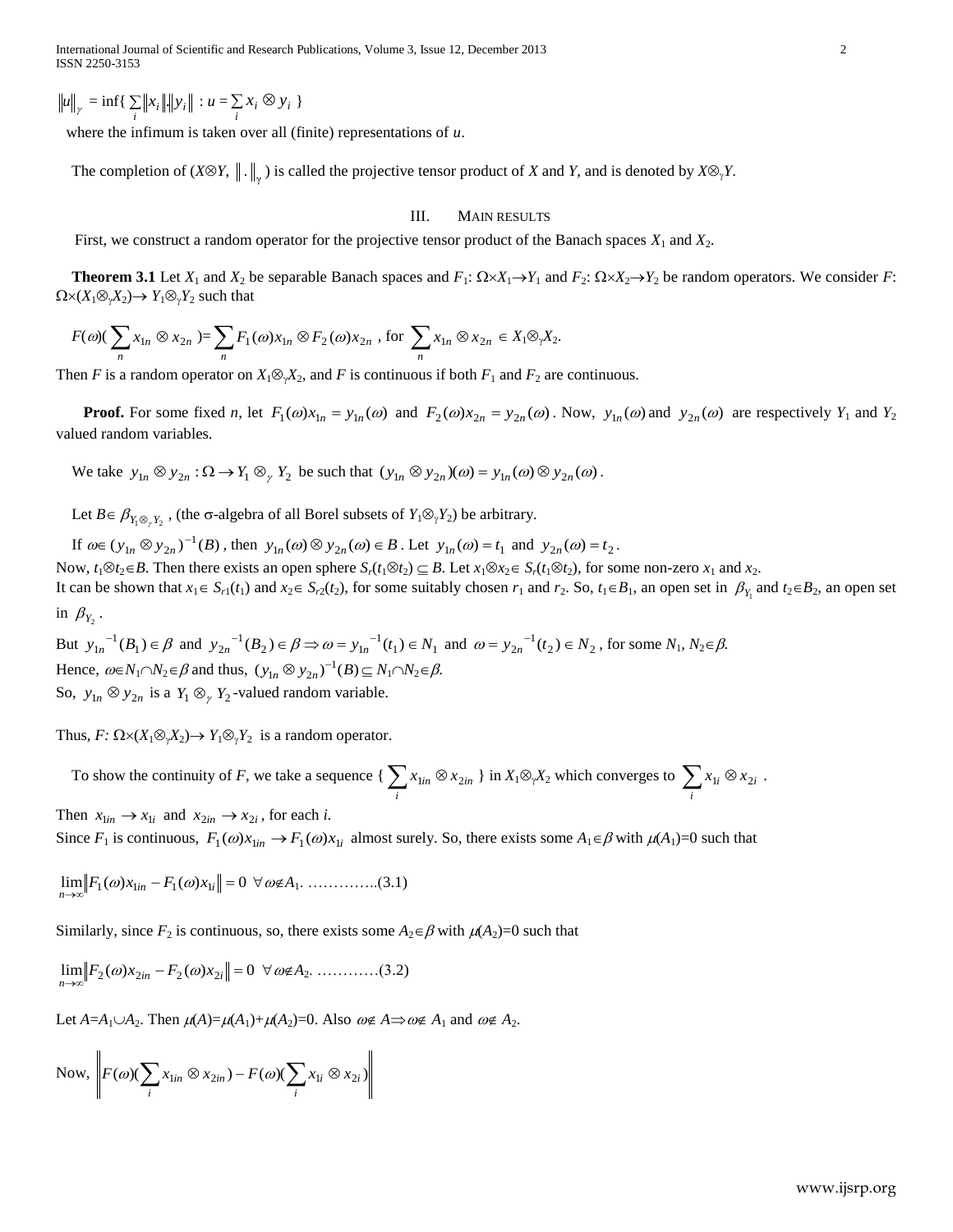$$\|u\|_\gamma = \inf\{ \sum_i \|x_i\| . \|y_i\| \ : u = \sum_i x_i \otimes y_i \ \}$$

where the infimum is taken over all (finite) representations of *u*.

The completion of ($X\otimes Y$, $\|.\|_\gamma$ ) is called the projective tensor product of *X* and *Y*, and is denoted by $X\otimes_\gamma Y$.

## III. Main results

First, we construct a random operator for the projective tensor product of the Banach spaces $X_1$ and $X_2$.

**Theorem 3.1** Let $X_1$ and $X_2$ be separable Banach spaces and $F_1$: $\Omega\times X_1\rightarrow Y_1$ and $F_2$: $\Omega\times X_2\rightarrow Y_2$ be random operators. We consider *F*: $\Omega\times(X_1\otimes_\gamma X_2)\rightarrow Y_1\otimes_\gamma Y_2$ such that

$$F(\omega)(\sum_n x_{1n}\otimes x_{2n}) = \sum_n F_1(\omega)x_{1n}\otimes F_2(\omega)x_{2n} \text{ , for } \sum_n x_{1n}\otimes x_{2n} \in X_1\otimes_\gamma X_2.$$

Then *F* is a random operator on $X_1\otimes_\gamma X_2$, and *F* is continuous if both $F_1$ and $F_2$ are continuous.

**Proof.** For some fixed *n*, let $F_1(\omega)x_{1n} = y_{1n}(\omega)$ and $F_2(\omega)x_{2n} = y_{2n}(\omega)$. Now, $y_{1n}(\omega)$ and $y_{2n}(\omega)$ are respectively $Y_1$ and $Y_2$ valued random variables.

We take $y_{1n}\otimes y_{2n} : \Omega\rightarrow Y_1\otimes_\gamma Y_2$ be such that $(y_{1n}\otimes y_{2n})(\omega) = y_{1n}(\omega)\otimes y_{2n}(\omega)$.

Let $B\in \beta_{Y_1\otimes_\gamma Y_2}$ , (the σ-algebra of all Borel subsets of $Y_1\otimes_\gamma Y_2$) be arbitrary.

If $\omega\in (y_{1n}\otimes y_{2n})^{-1}(B)$ , then $y_{1n}(\omega)\otimes y_{2n}(\omega)\in B$ . Let $y_{1n}(\omega) = t_1$ and $y_{2n}(\omega) = t_2$.
Now, $t_1\otimes t_2\in B$. Then there exists an open sphere $S_r(t_1\otimes t_2)\subseteq B$. Let $x_1\otimes x_2\in S_r(t_1\otimes t_2)$, for some non-zero $x_1$ and $x_2$.
It can be shown that $x_1\in S_{r1}(t_1)$ and $x_2\in S_{r2}(t_2)$, for some suitably chosen $r_1$ and $r_2$. So, $t_1\in B_1$, an open set in $\beta_{Y_1}$ and $t_2\in B_2$, an open set in $\beta_{Y_2}$.

But $y_{1n}^{-1}(B_1)\in\beta$ and $y_{2n}^{-1}(B_2)\in\beta \Rightarrow \omega = y_{1n}^{-1}(t_1)\in N_1$ and $\omega = y_{2n}^{-1}(t_2)\in N_2$ , for some $N_1, N_2\in\beta$.
Hence, $\omega\in N_1\cap N_2\in\beta$ and thus, $(y_{1n}\otimes y_{2n})^{-1}(B)\subseteq N_1\cap N_2\in\beta$.
So, $y_{1n}\otimes y_{2n}$ is a $Y_1\otimes_\gamma Y_2$-valued random variable.

Thus, *F:* $\Omega\times(X_1\otimes_\gamma X_2)\rightarrow Y_1\otimes_\gamma Y_2$ is a random operator.

To show the continuity of *F*, we take a sequence { $\sum_i x_{1in}\otimes x_{2in}$ } in $X_1\otimes_\gamma X_2$ which converges to $\sum_i x_{1i}\otimes x_{2i}$ .

Then $x_{1in}\rightarrow x_{1i}$ and $x_{2in}\rightarrow x_{2i}$ , for each *i*.
Since $F_1$ is continuous, $F_1(\omega)x_{1in}\rightarrow F_1(\omega)x_{1i}$ almost surely. So, there exists some $A_1\in\beta$ with $\mu(A_1)=0$ such that

$$\lim_{n\to\infty}\|F_1(\omega)x_{1in} - F_1(\omega)x_{1i}\| = 0 \ \ \forall\, \omega\notin A_1. \text{ …………..(3.1)}$$

Similarly, since $F_2$ is continuous, so, there exists some $A_2\in\beta$ with $\mu(A_2)=0$ such that

$$\lim_{n\to\infty}\|F_2(\omega)x_{2in} - F_2(\omega)x_{2i}\| = 0 \ \ \forall\, \omega\notin A_2. \text{ …………(3.2)}$$

Let $A=A_1\cup A_2$. Then $\mu(A)=\mu(A_1)+\mu(A_2)=0$. Also $\omega\notin A\Rightarrow\omega\notin A_1$ and $\omega\notin A_2$.

Now, $\left\| F(\omega)(\sum_i x_{1in}\otimes x_{2in}) - F(\omega)(\sum_i x_{1i}\otimes x_{2i}) \right\|$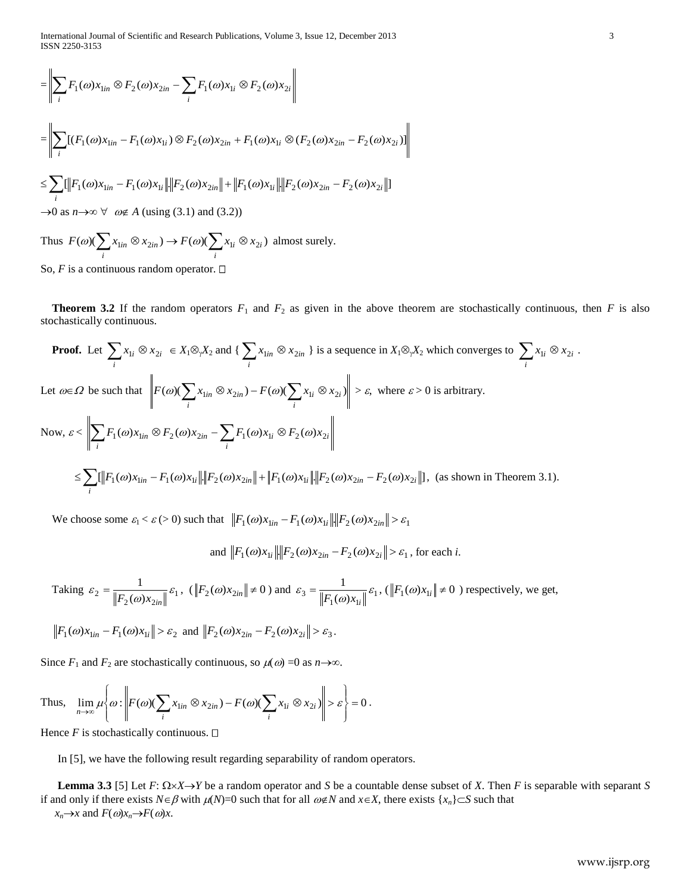$$= \left\| \sum_i F_1(\omega)x_{1in} \otimes F_2(\omega)x_{2in} - \sum_i F_1(\omega)x_{1i} \otimes F_2(\omega)x_{2i} \right\|$$

$$= \left\| \sum_i [(F_1(\omega)x_{1in} - F_1(\omega)x_{1i}) \otimes F_2(\omega)x_{2in} + F_1(\omega)x_{1i} \otimes (F_2(\omega)x_{2in} - F_2(\omega)x_{2i})] \right\|$$

$$\leq \sum_i [\|F_1(\omega)x_{1in} - F_1(\omega)x_{1i}\|.\|F_2(\omega)x_{2in}\| + \|F_1(\omega)x_{1i}\|.\|F_2(\omega)x_{2in} - F_2(\omega)x_{2i}\|]$$

$\to 0$ as $n \to \infty$ $\forall$ $\omega \notin A$ (using (3.1) and (3.2))

Thus $F(\omega)(\sum_i x_{1in} \otimes x_{2in}) \to F(\omega)(\sum_i x_{1i} \otimes x_{2i})$ almost surely.

So, $F$ is a continuous random operator. □

**Theorem 3.2** If the random operators $F_1$ and $F_2$ as given in the above theorem are stochastically continuous, then $F$ is also stochastically continuous.

**Proof.** Let $\sum_i x_{1i} \otimes x_{2i} \in X_1 \otimes_\gamma X_2$ and $\{ \sum_i x_{1in} \otimes x_{2in} \}$ is a sequence in $X_1 \otimes_\gamma X_2$ which converges to $\sum_i x_{1i} \otimes x_{2i}$.

Let $\omega \in \Omega$ be such that $\left\| F(\omega)(\sum_i x_{1in} \otimes x_{2in}) - F(\omega)(\sum_i x_{1i} \otimes x_{2i}) \right\| > \varepsilon$, where $\varepsilon > 0$ is arbitrary.

Now, $\varepsilon < \left\| \sum_i F_1(\omega)x_{1in} \otimes F_2(\omega)x_{2in} - \sum_i F_1(\omega)x_{1i} \otimes F_2(\omega)x_{2i} \right\|$

$$\leq \sum_i [\|F_1(\omega)x_{1in} - F_1(\omega)x_{1i}\|.\|F_2(\omega)x_{2in}\| + \|F_1(\omega)x_{1i}\|.\|F_2(\omega)x_{2in} - F_2(\omega)x_{2i}\|], \text{ (as shown in Theorem 3.1).}$$

We choose some $\varepsilon_1 < \varepsilon\ (> 0)$ such that $\|F_1(\omega)x_{1in} - F_1(\omega)x_{1i}\|.\|F_2(\omega)x_{2in}\| > \varepsilon_1$

and $\|F_1(\omega)x_{1i}\|.\|F_2(\omega)x_{2in} - F_2(\omega)x_{2i}\| > \varepsilon_1$, for each $i$.

Taking $\varepsilon_2 = \frac{1}{\|F_2(\omega)x_{2in}\|}\varepsilon_1$, ($\|F_2(\omega)x_{2in}\| \neq 0$) and $\varepsilon_3 = \frac{1}{\|F_1(\omega)x_{1i}\|}\varepsilon_1$, ($\|F_1(\omega)x_{1i}\| \neq 0$) respectively, we get,

$\|F_1(\omega)x_{1in} - F_1(\omega)x_{1i}\| > \varepsilon_2$ and $\|F_2(\omega)x_{2in} - F_2(\omega)x_{2i}\| > \varepsilon_3$.

Since $F_1$ and $F_2$ are stochastically continuous, so $\mu(\omega) = 0$ as $n \to \infty$.

Thus, $\lim_{n\to\infty} \mu \left\{ \omega : \left\| F(\omega)(\sum_i x_{1in} \otimes x_{2in}) - F(\omega)(\sum_i x_{1i} \otimes x_{2i}) \right\| > \varepsilon \right\} = 0$.

Hence $F$ is stochastically continuous. □

In [5], we have the following result regarding separability of random operators.

**Lemma 3.3** [5] Let $F: \Omega \times X \to Y$ be a random operator and $S$ be a countable dense subset of $X$. Then $F$ is separable with separant $S$ if and only if there exists $N \in \beta$ with $\mu(N) = 0$ such that for all $\omega \notin N$ and $x \in X$, there exists $\{x_n\} \subset S$ such that $x_n \to x$ and $F(\omega)x_n \to F(\omega)x$.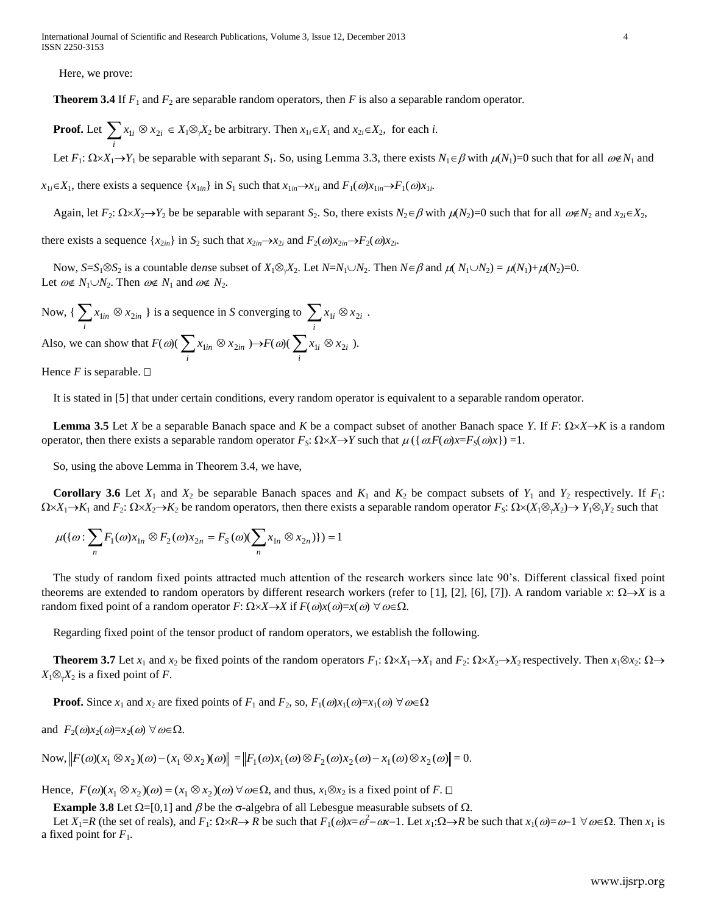Here, we prove:

**Theorem 3.4** If $F_1$ and $F_2$ are separable random operators, then $F$ is also a separable random operator.

**Proof.** Let $\sum_i x_{1i} \otimes x_{2i} \in X_1 \otimes_\gamma X_2$ be arbitrary. Then $x_{1i} \in X_1$ and $x_{2i} \in X_2$, for each $i$.

Let $F_1$: $\Omega \times X_1 \to Y_1$ be separable with separant $S_1$. So, using Lemma 3.3, there exists $N_1 \in \beta$ with $\mu(N_1)=0$ such that for all $\omega \notin N_1$ and $x_{1i} \in X_1$, there exists a sequence $\{x_{1in}\}$ in $S_1$ such that $x_{1in} \to x_{1i}$ and $F_1(\omega)x_{1in} \to F_1(\omega)x_{1i}$.

Again, let $F_2$: $\Omega \times X_2 \to Y_2$ be be separable with separant $S_2$. So, there exists $N_2 \in \beta$ with $\mu(N_2)=0$ such that for all $\omega \notin N_2$ and $x_{2i} \in X_2$, there exists a sequence $\{x_{2in}\}$ in $S_2$ such that $x_{2in} \to x_{2i}$ and $F_2(\omega)x_{2in} \to F_2(\omega)x_{2i}$.

Now, $S=S_1 \otimes S_2$ is a countable de*nse* subset of $X_1 \otimes_\gamma X_2$. Let $N=N_1 \cup N_2$. Then $N \in \beta$ and $\mu(N_1 \cup N_2) = \mu(N_1)+\mu(N_2)=0$. Let $\omega \notin N_1 \cup N_2$. Then $\omega \notin N_1$ and $\omega \notin N_2$.

Now, $\{ \sum_i x_{1in} \otimes x_{2in} \}$ is a sequence in $S$ converging to $\sum_i x_{1i} \otimes x_{2i}$ .

Also, we can show that $F(\omega)( \sum_i x_{1in} \otimes x_{2in} ) \to F(\omega)( \sum_i x_{1i} \otimes x_{2i} )$.

Hence $F$ is separable. □

It is stated in [5] that under certain conditions, every random operator is equivalent to a separable random operator.

**Lemma 3.5** Let $X$ be a separable Banach space and $K$ be a compact subset of another Banach space $Y$. If $F$: $\Omega \times X \to K$ is a random operator, then there exists a separable random operator $F_S$: $\Omega \times X \to Y$ such that $\mu(\{\omega: F(\omega)x=F_S(\omega)x\}) =1$.

So, using the above Lemma in Theorem 3.4, we have,

**Corollary 3.6** Let $X_1$ and $X_2$ be separable Banach spaces and $K_1$ and $K_2$ be compact subsets of $Y_1$ and $Y_2$ respectively. If $F_1$: $\Omega \times X_1 \to K_1$ and $F_2$: $\Omega \times X_2 \to K_2$ be random operators, then there exists a separable random operator $F_S$: $\Omega \times (X_1 \otimes_\gamma X_2) \to Y_1 \otimes_\gamma Y_2$ such that

$$\mu(\{\omega : \sum_n F_1(\omega)x_{1n} \otimes F_2(\omega)x_{2n} = F_S(\omega)(\sum_n x_{1n} \otimes x_{2n})\}) = 1$$

The study of random fixed points attracted much attention of the research workers since late 90's. Different classical fixed point theorems are extended to random operators by different research workers (refer to [1], [2], [6], [7]). A random variable $x$: $\Omega \to X$ is a random fixed point of a random operator $F$: $\Omega \times X \to X$ if $F(\omega)x(\omega)=x(\omega)$ $\forall \omega \in \Omega$.

Regarding fixed point of the tensor product of random operators, we establish the following.

**Theorem 3.7** Let $x_1$ and $x_2$ be fixed points of the random operators $F_1$: $\Omega \times X_1 \to X_1$ and $F_2$: $\Omega \times X_2 \to X_2$ respectively. Then $x_1 \otimes x_2$: $\Omega \to X_1 \otimes_\gamma X_2$ is a fixed point of $F$.

**Proof.** Since $x_1$ and $x_2$ are fixed points of $F_1$ and $F_2$, so, $F_1(\omega)x_1(\omega)=x_1(\omega)$ $\forall \omega \in \Omega$

and $F_2(\omega)x_2(\omega)=x_2(\omega)$ $\forall \omega \in \Omega$.

Now, $\|F(\omega)(x_1 \otimes x_2)(\omega) - (x_1 \otimes x_2)(\omega)\| = \|F_1(\omega)x_1(\omega) \otimes F_2(\omega)x_2(\omega) - x_1(\omega) \otimes x_2(\omega)\| = 0.$

Hence, $F(\omega)(x_1 \otimes x_2)(\omega) = (x_1 \otimes x_2)(\omega)$ $\forall \omega \in \Omega$, and thus, $x_1 \otimes x_2$ is a fixed point of $F$. □

**Example 3.8** Let $\Omega=[0,1]$ and $\beta$ be the $\sigma$-algebra of all Lebesgue measurable subsets of $\Omega$.

Let $X_1=R$ (the set of reals), and $F_1$: $\Omega \times R \to R$ be such that $F_1(\omega)x=\omega^2-\omega x-1$. Let $x_1$:$\Omega \to R$ be such that $x_1(\omega)=\omega-1$ $\forall \omega \in \Omega$. Then $x_1$ is a fixed point for $F_1$.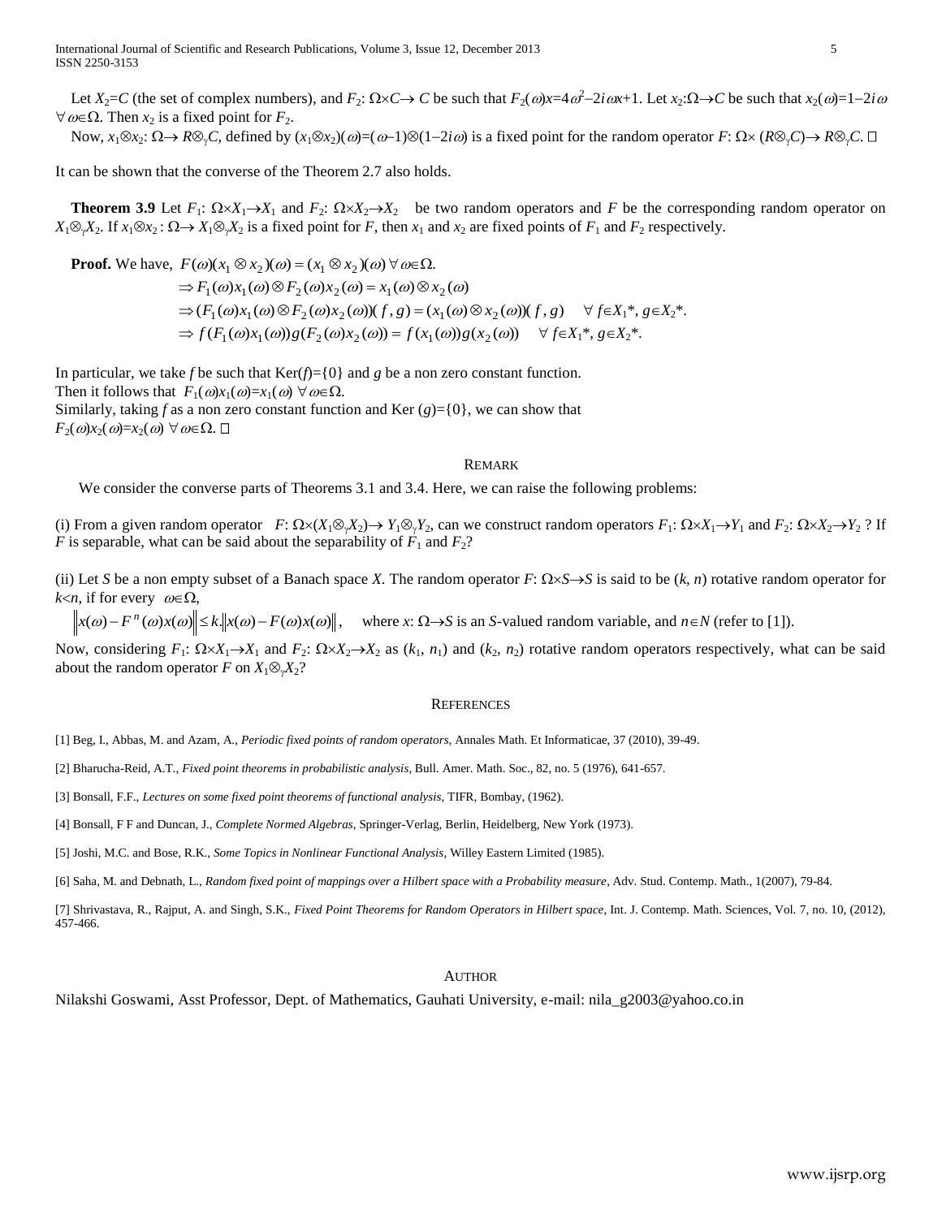Let $X_2=C$ (the set of complex numbers), and $F_2$: $\Omega\times C\to C$ be such that $F_2(\omega)x=4\omega^2-2i\omega x+1$. Let $x_2$:$\Omega\to C$ be such that $x_2(\omega)=1-2i\omega$ $\forall\,\omega\in\Omega$. Then $x_2$ is a fixed point for $F_2$.

Now, $x_1\otimes x_2$: $\Omega\to R\otimes_\gamma C$, defined by $(x_1\otimes x_2)(\omega)=(\omega-1)\otimes(1-2i\omega)$ is a fixed point for the random operator $F$: $\Omega\times(R\otimes_\gamma C)\to R\otimes_\gamma C$. □

It can be shown that the converse of the Theorem 2.7 also holds.

**Theorem 3.9** Let $F_1$: $\Omega\times X_1\to X_1$ and $F_2$: $\Omega\times X_2\to X_2$ be two random operators and $F$ be the corresponding random operator on $X_1\otimes_\gamma X_2$. If $x_1\otimes x_2:\Omega\to X_1\otimes_\gamma X_2$ is a fixed point for $F$, then $x_1$ and $x_2$ are fixed points of $F_1$ and $F_2$ respectively.

**Proof.** We have, $F(\omega)(x_1\otimes x_2)(\omega)=(x_1\otimes x_2)(\omega)\;\forall\,\omega\in\Omega$.

$$\Rightarrow F_1(\omega)x_1(\omega)\otimes F_2(\omega)x_2(\omega)=x_1(\omega)\otimes x_2(\omega)$$

$$\Rightarrow (F_1(\omega)x_1(\omega)\otimes F_2(\omega)x_2(\omega))(f,g)=(x_1(\omega)\otimes x_2(\omega))(f,g)\quad \forall\, f\in X_1^*,\ g\in X_2^*.$$

$$\Rightarrow f(F_1(\omega)x_1(\omega))g(F_2(\omega)x_2(\omega))=f(x_1(\omega))g(x_2(\omega))\quad \forall\, f\in X_1^*,\ g\in X_2^*.$$

In particular, we take $f$ be such that Ker($f$)={0} and $g$ be a non zero constant function.
Then it follows that $F_1(\omega)x_1(\omega)=x_1(\omega)\;\forall\,\omega\in\Omega$.
Similarly, taking $f$ as a non zero constant function and Ker ($g$)={0}, we can show that
$F_2(\omega)x_2(\omega)=x_2(\omega)\;\forall\,\omega\in\Omega$. □

## REMARK

We consider the converse parts of Theorems 3.1 and 3.4. Here, we can raise the following problems:

(i) From a given random operator $F$: $\Omega\times(X_1\otimes_\gamma X_2)\to Y_1\otimes_\gamma Y_2$, can we construct random operators $F_1$: $\Omega\times X_1\to Y_1$ and $F_2$: $\Omega\times X_2\to Y_2$ ? If $F$ is separable, what can be said about the separability of $F_1$ and $F_2$?

(ii) Let $S$ be a non empty subset of a Banach space $X$. The random operator $F$: $\Omega\times S\to S$ is said to be ($k$, $n$) rotative random operator for $k<n$, if for every $\omega\in\Omega$,

$\left\|x(\omega)-F^n(\omega)x(\omega)\right\|\le k.\left\|x(\omega)-F(\omega)x(\omega)\right\|$, where $x$: $\Omega\to S$ is an $S$-valued random variable, and $n\in N$ (refer to [1]).

Now, considering $F_1$: $\Omega\times X_1\to X_1$ and $F_2$: $\Omega\times X_2\to X_2$ as ($k_1$, $n_1$) and ($k_2$, $n_2$) rotative random operators respectively, what can be said about the random operator $F$ on $X_1\otimes_\gamma X_2$?

## REFERENCES

[1] Beg, I., Abbas, M. and Azam, A., *Periodic fixed points of random operators*, Annales Math. Et Informaticae, 37 (2010), 39-49.

[2] Bharucha-Reid, A.T., *Fixed point theorems in probabilistic analysis*, Bull. Amer. Math. Soc., 82, no. 5 (1976), 641-657.

[3] Bonsall, F.F., *Lectures on some fixed point theorems of functional analysis*, TIFR, Bombay, (1962).

[4] Bonsall, F F and Duncan, J., *Complete Normed Algebras*, Springer-Verlag, Berlin, Heidelberg, New York (1973).

[5] Joshi, M.C. and Bose, R.K., *Some Topics in Nonlinear Functional Analysis*, Willey Eastern Limited (1985).

[6] Saha, M. and Debnath, L., *Random fixed point of mappings over a Hilbert space with a Probability measure*, Adv. Stud. Contemp. Math., 1(2007), 79-84.

[7] Shrivastava, R., Rajput, A. and Singh, S.K., *Fixed Point Theorems for Random Operators in Hilbert space*, Int. J. Contemp. Math. Sciences, Vol. 7, no. 10, (2012), 457-466.

## AUTHOR

Nilakshi Goswami, Asst Professor, Dept. of Mathematics, Gauhati University, e-mail: nila_g2003@yahoo.co.in